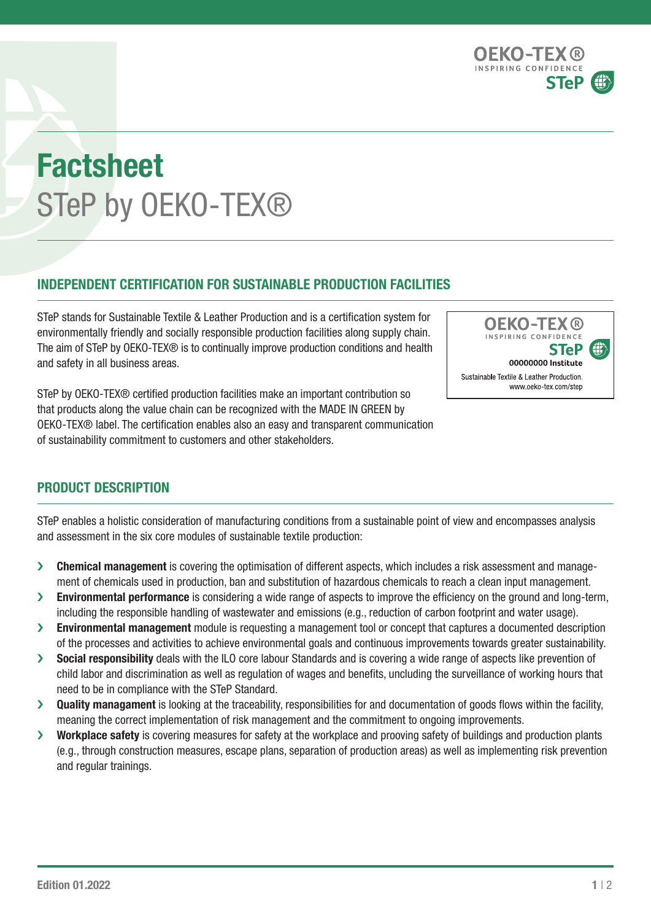# Factsheet

STeP by OEKO-TEX®

## INDEPENDENT CERTIFICATION FOR SUSTAINABLE PRODUCTION FACILITIES

STeP stands for Sustainable Textile & Leather Production and is a certification system for environmentally friendly and socially responsible production facilities along supply chain. The aim of STeP by OEKO-TEX® is to continually improve production conditions and health and safety in all business areas.

STeP by OEKO-TEX® certified production facilities make an important contribution so that products along the value chain can be recognized with the MADE IN GREEN by OEKO-TEX® label. The certification enables also an easy and transparent communication of sustainability commitment to customers and other stakeholders.

OEKO-TEX®
INSPIRING CONFIDENCE
STeP
00000000 Institute
Sustainable Textile & Leather Production.
www.oeko-tex.com/step

## PRODUCT DESCRIPTION

STeP enables a holistic consideration of manufacturing conditions from a sustainable point of view and encompasses analysis and assessment in the six core modules of sustainable textile production:

- **Chemical management** is covering the optimisation of different aspects, which includes a risk assessment and management of chemicals used in production, ban and substitution of hazardous chemicals to reach a clean input management.
- **Environmental performance** is considering a wide range of aspects to improve the efficiency on the ground and long-term, including the responsible handling of wastewater and emissions (e.g., reduction of carbon footprint and water usage).
- **Environmental management** module is requesting a management tool or concept that captures a documented description of the processes and activities to achieve environmental goals and continuous improvements towards greater sustainability.
- **Social responsibility** deals with the ILO core labour Standards and is covering a wide range of aspects like prevention of child labor and discrimination as well as regulation of wages and benefits, uncluding the surveillance of working hours that need to be in compliance with the STeP Standard.
- **Quality managament** is looking at the traceability, responsibilities for and documentation of goods flows within the facility, meaning the correct implementation of risk management and the commitment to ongoing improvements.
- **Workplace safety** is covering measures for safety at the workplace and prooving safety of buildings and production plants (e.g., through construction measures, escape plans, separation of production areas) as well as implementing risk prevention and regular trainings.

Edition 01.2022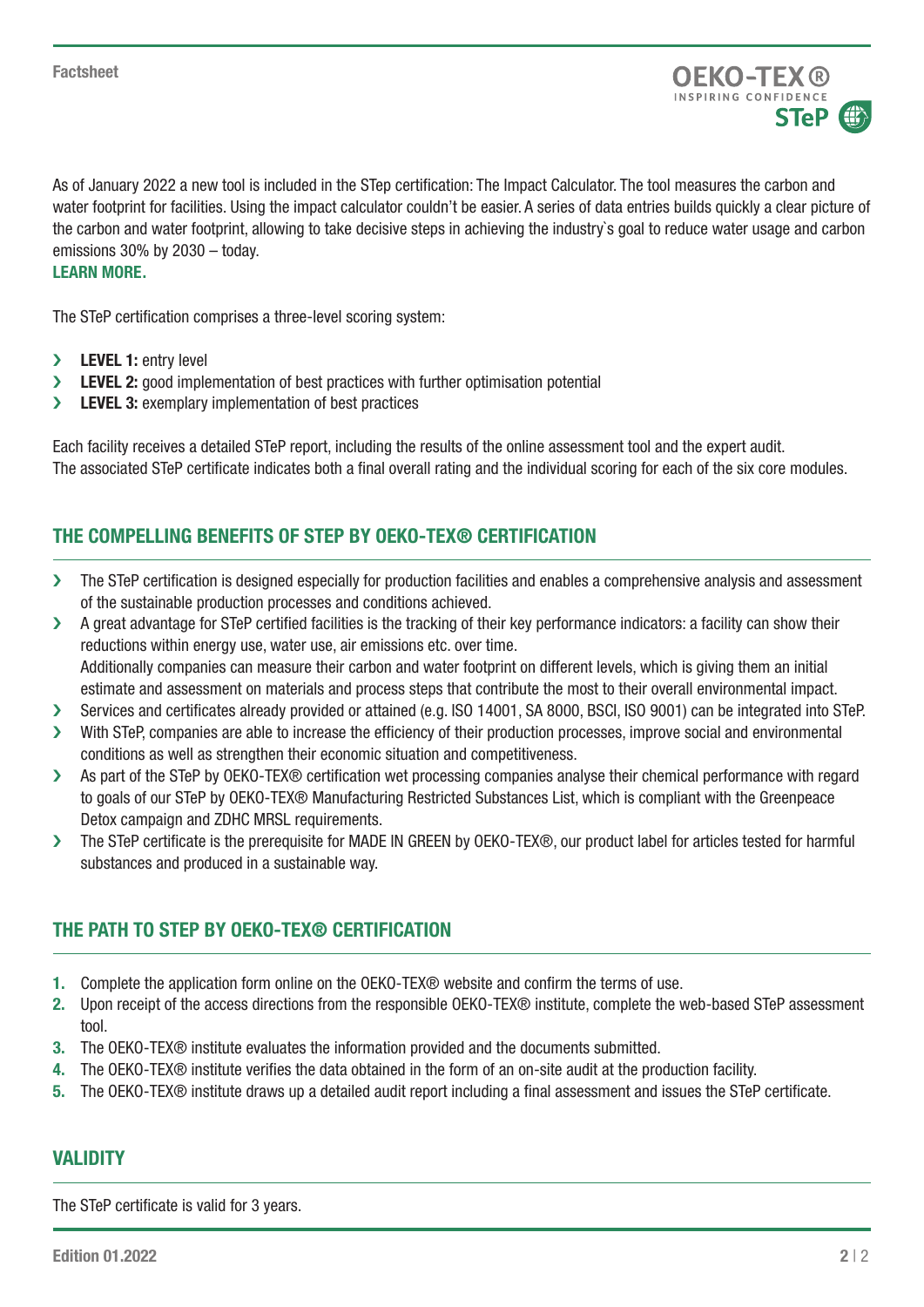As of January 2022 a new tool is included in the STep certification: The Impact Calculator. The tool measures the carbon and water footprint for facilities. Using the impact calculator couldn't be easier. A series of data entries builds quickly a clear picture of the carbon and water footprint, allowing to take decisive steps in achieving the industry`s goal to reduce water usage and carbon emissions 30% by 2030 – today.

**LEARN MORE.**

The STeP certification comprises a three-level scoring system:

- **LEVEL 1:** entry level
- **LEVEL 2:** good implementation of best practices with further optimisation potential
- **LEVEL 3:** exemplary implementation of best practices

Each facility receives a detailed STeP report, including the results of the online assessment tool and the expert audit. The associated STeP certificate indicates both a final overall rating and the individual scoring for each of the six core modules.

## THE COMPELLING BENEFITS OF STEP BY OEKO-TEX® CERTIFICATION

- The STeP certification is designed especially for production facilities and enables a comprehensive analysis and assessment of the sustainable production processes and conditions achieved.
- A great advantage for STeP certified facilities is the tracking of their key performance indicators: a facility can show their reductions within energy use, water use, air emissions etc. over time.
  Additionally companies can measure their carbon and water footprint on different levels, which is giving them an initial estimate and assessment on materials and process steps that contribute the most to their overall environmental impact.
- Services and certificates already provided or attained (e.g. ISO 14001, SA 8000, BSCI, ISO 9001) can be integrated into STeP.
- With STeP, companies are able to increase the efficiency of their production processes, improve social and environmental conditions as well as strengthen their economic situation and competitiveness.
- As part of the STeP by OEKO-TEX® certification wet processing companies analyse their chemical performance with regard to goals of our STeP by OEKO-TEX® Manufacturing Restricted Substances List, which is compliant with the Greenpeace Detox campaign and ZDHC MRSL requirements.
- The STeP certificate is the prerequisite for MADE IN GREEN by OEKO-TEX®, our product label for articles tested for harmful substances and produced in a sustainable way.

## THE PATH TO STEP BY OEKO-TEX® CERTIFICATION

1. Complete the application form online on the OEKO-TEX® website and confirm the terms of use.
2. Upon receipt of the access directions from the responsible OEKO-TEX® institute, complete the web-based STeP assessment tool.
3. The OEKO-TEX® institute evaluates the information provided and the documents submitted.
4. The OEKO-TEX® institute verifies the data obtained in the form of an on-site audit at the production facility.
5. The OEKO-TEX® institute draws up a detailed audit report including a final assessment and issues the STeP certificate.

## VALIDITY

The STeP certificate is valid for 3 years.